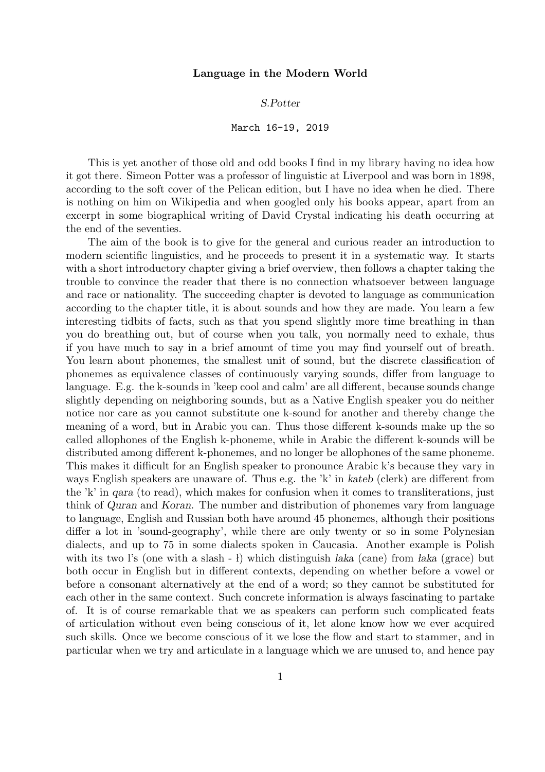**Language in the Modern World**

*S.Potter*

March 16-19, 2019

This is yet another of those old and odd books I find in my library having no idea how it got there. Simeon Potter was a professor of linguistic at Liverpool and was born in 1898, according to the soft cover of the Pelican edition, but I have no idea when he died. There is nothing on him on Wikipedia and when googled only his books appear, apart from an excerpt in some biographical writing of David Crystal indicating his death occurring at the end of the seventies.

The aim of the book is to give for the general and curious reader an introduction to modern scientific linguistics, and he proceeds to present it in a systematic way. It starts with a short introductory chapter giving a brief overview, then follows a chapter taking the trouble to convince the reader that there is no connection whatsoever between language and race or nationality. The succeeding chapter is devoted to language as communication according to the chapter title, it is about sounds and how they are made. You learn a few interesting tidbits of facts, such as that you spend slightly more time breathing in than you do breathing out, but of course when you talk, you normally need to exhale, thus if you have much to say in a brief amount of time you may find yourself out of breath. You learn about phonemes, the smallest unit of sound, but the discrete classification of phonemes as equivalence classes of continuously varying sounds, differ from language to language. E.g. the k-sounds in 'keep cool and calm' are all different, because sounds change slightly depending on neighboring sounds, but as a Native English speaker you do neither notice nor care as you cannot substitute one k-sound for another and thereby change the meaning of a word, but in Arabic you can. Thus those different k-sounds make up the so called allophones of the English k-phoneme, while in Arabic the different k-sounds will be distributed among different k-phonemes, and no longer be allophones of the same phoneme. This makes it difficult for an English speaker to pronounce Arabic k's because they vary in ways English speakers are unaware of. Thus e.g. the 'k' in *kateb* (clerk) are different from the 'k' in *qara* (to read), which makes for confusion when it comes to transliterations, just think of *Quran* and *Koran*. The number and distribution of phonemes vary from language to language, English and Russian both have around 45 phonemes, although their positions differ a lot in 'sound-geography', while there are only twenty or so in some Polynesian dialects, and up to 75 in some dialects spoken in Caucasia. Another example is Polish with its two l's (one with a slash - ł) which distinguish *laka* (cane) from *łaka* (grace) but both occur in English but in different contexts, depending on whether before a vowel or before a consonant alternatively at the end of a word; so they cannot be substituted for each other in the same context. Such concrete information is always fascinating to partake of. It is of course remarkable that we as speakers can perform such complicated feats of articulation without even being conscious of it, let alone know how we ever acquired such skills. Once we become conscious of it we lose the flow and start to stammer, and in particular when we try and articulate in a language which we are unused to, and hence pay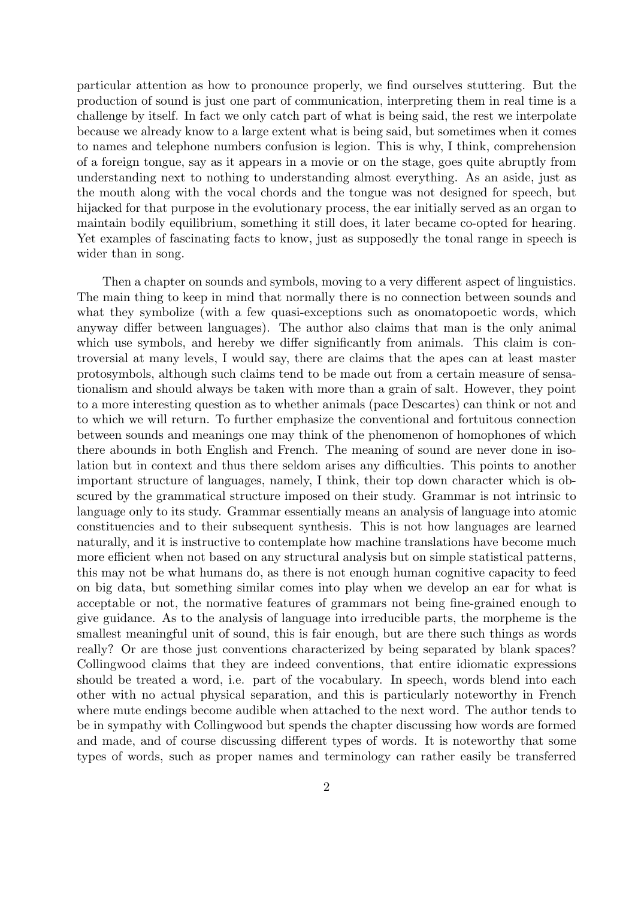particular attention as how to pronounce properly, we find ourselves stuttering. But the production of sound is just one part of communication, interpreting them in real time is a challenge by itself. In fact we only catch part of what is being said, the rest we interpolate because we already know to a large extent what is being said, but sometimes when it comes to names and telephone numbers confusion is legion. This is why, I think, comprehension of a foreign tongue, say as it appears in a movie or on the stage, goes quite abruptly from understanding next to nothing to understanding almost everything. As an aside, just as the mouth along with the vocal chords and the tongue was not designed for speech, but hijacked for that purpose in the evolutionary process, the ear initially served as an organ to maintain bodily equilibrium, something it still does, it later became co-opted for hearing. Yet examples of fascinating facts to know, just as supposedly the tonal range in speech is wider than in song.

Then a chapter on sounds and symbols, moving to a very different aspect of linguistics. The main thing to keep in mind that normally there is no connection between sounds and what they symbolize (with a few quasi-exceptions such as onomatopoetic words, which anyway differ between languages). The author also claims that man is the only animal which use symbols, and hereby we differ significantly from animals. This claim is controversial at many levels, I would say, there are claims that the apes can at least master protosymbols, although such claims tend to be made out from a certain measure of sensationalism and should always be taken with more than a grain of salt. However, they point to a more interesting question as to whether animals (pace Descartes) can think or not and to which we will return. To further emphasize the conventional and fortuitous connection between sounds and meanings one may think of the phenomenon of homophones of which there abounds in both English and French. The meaning of sound are never done in isolation but in context and thus there seldom arises any difficulties. This points to another important structure of languages, namely, I think, their top down character which is obscured by the grammatical structure imposed on their study. Grammar is not intrinsic to language only to its study. Grammar essentially means an analysis of language into atomic constituencies and to their subsequent synthesis. This is not how languages are learned naturally, and it is instructive to contemplate how machine translations have become much more efficient when not based on any structural analysis but on simple statistical patterns, this may not be what humans do, as there is not enough human cognitive capacity to feed on big data, but something similar comes into play when we develop an ear for what is acceptable or not, the normative features of grammars not being fine-grained enough to give guidance. As to the analysis of language into irreducible parts, the morpheme is the smallest meaningful unit of sound, this is fair enough, but are there such things as words really? Or are those just conventions characterized by being separated by blank spaces? Collingwood claims that they are indeed conventions, that entire idiomatic expressions should be treated a word, i.e. part of the vocabulary. In speech, words blend into each other with no actual physical separation, and this is particularly noteworthy in French where mute endings become audible when attached to the next word. The author tends to be in sympathy with Collingwood but spends the chapter discussing how words are formed and made, and of course discussing different types of words. It is noteworthy that some types of words, such as proper names and terminology can rather easily be transferred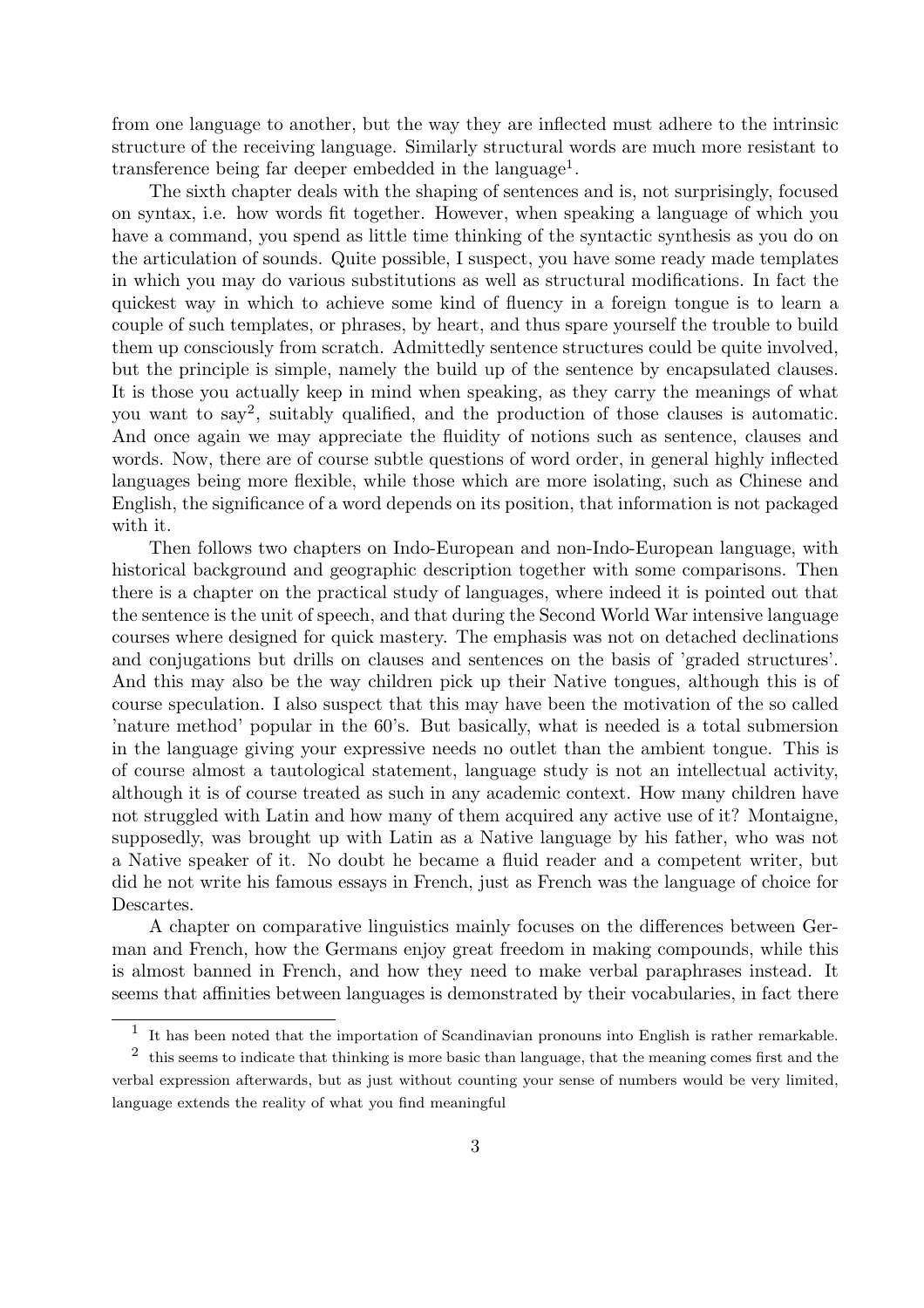from one language to another, but the way they are inflected must adhere to the intrinsic structure of the receiving language. Similarly structural words are much more resistant to transference being far deeper embedded in the language[1].

The sixth chapter deals with the shaping of sentences and is, not surprisingly, focused on syntax, i.e. how words fit together. However, when speaking a language of which you have a command, you spend as little time thinking of the syntactic synthesis as you do on the articulation of sounds. Quite possible, I suspect, you have some ready made templates in which you may do various substitutions as well as structural modifications. In fact the quickest way in which to achieve some kind of fluency in a foreign tongue is to learn a couple of such templates, or phrases, by heart, and thus spare yourself the trouble to build them up consciously from scratch. Admittedly sentence structures could be quite involved, but the principle is simple, namely the build up of the sentence by encapsulated clauses. It is those you actually keep in mind when speaking, as they carry the meanings of what you want to say[2], suitably qualified, and the production of those clauses is automatic. And once again we may appreciate the fluidity of notions such as sentence, clauses and words. Now, there are of course subtle questions of word order, in general highly inflected languages being more flexible, while those which are more isolating, such as Chinese and English, the significance of a word depends on its position, that information is not packaged with it.

Then follows two chapters on Indo-European and non-Indo-European language, with historical background and geographic description together with some comparisons. Then there is a chapter on the practical study of languages, where indeed it is pointed out that the sentence is the unit of speech, and that during the Second World War intensive language courses where designed for quick mastery. The emphasis was not on detached declinations and conjugations but drills on clauses and sentences on the basis of 'graded structures'. And this may also be the way children pick up their Native tongues, although this is of course speculation. I also suspect that this may have been the motivation of the so called 'nature method' popular in the 60's. But basically, what is needed is a total submersion in the language giving your expressive needs no outlet than the ambient tongue. This is of course almost a tautological statement, language study is not an intellectual activity, although it is of course treated as such in any academic context. How many children have not struggled with Latin and how many of them acquired any active use of it? Montaigne, supposedly, was brought up with Latin as a Native language by his father, who was not a Native speaker of it. No doubt he became a fluid reader and a competent writer, but did he not write his famous essays in French, just as French was the language of choice for Descartes.

A chapter on comparative linguistics mainly focuses on the differences between German and French, how the Germans enjoy great freedom in making compounds, while this is almost banned in French, and how they need to make verbal paraphrases instead. It seems that affinities between languages is demonstrated by their vocabularies, in fact there

---

[1] It has been noted that the importation of Scandinavian pronouns into English is rather remarkable.

[2] this seems to indicate that thinking is more basic than language, that the meaning comes first and the verbal expression afterwards, but as just without counting your sense of numbers would be very limited, language extends the reality of what you find meaningful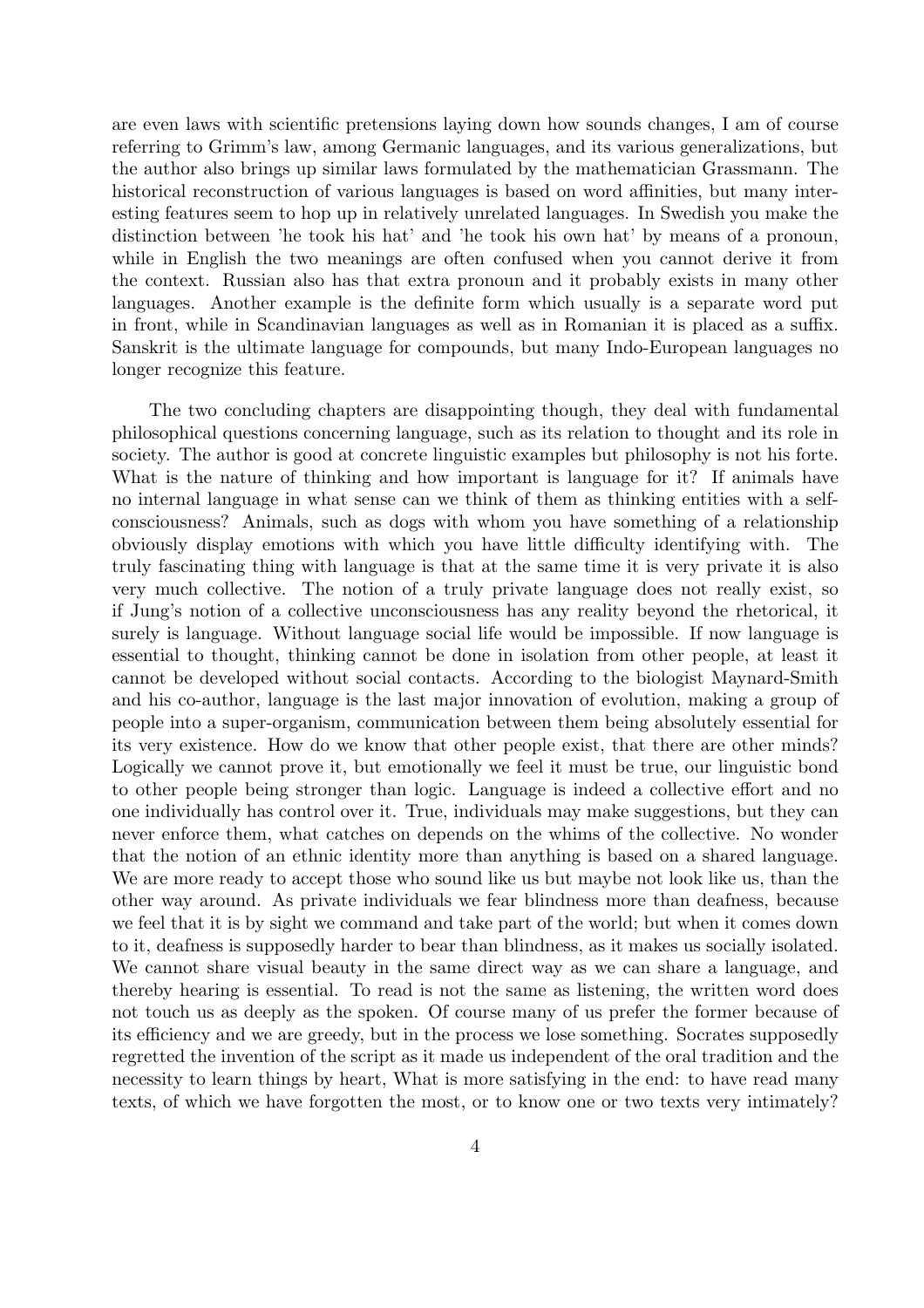are even laws with scientific pretensions laying down how sounds changes, I am of course referring to Grimm's law, among Germanic languages, and its various generalizations, but the author also brings up similar laws formulated by the mathematician Grassmann. The historical reconstruction of various languages is based on word affinities, but many interesting features seem to hop up in relatively unrelated languages. In Swedish you make the distinction between 'he took his hat' and 'he took his own hat' by means of a pronoun, while in English the two meanings are often confused when you cannot derive it from the context. Russian also has that extra pronoun and it probably exists in many other languages. Another example is the definite form which usually is a separate word put in front, while in Scandinavian languages as well as in Romanian it is placed as a suffix. Sanskrit is the ultimate language for compounds, but many Indo-European languages no longer recognize this feature.

The two concluding chapters are disappointing though, they deal with fundamental philosophical questions concerning language, such as its relation to thought and its role in society. The author is good at concrete linguistic examples but philosophy is not his forte. What is the nature of thinking and how important is language for it? If animals have no internal language in what sense can we think of them as thinking entities with a self-consciousness? Animals, such as dogs with whom you have something of a relationship obviously display emotions with which you have little difficulty identifying with. The truly fascinating thing with language is that at the same time it is very private it is also very much collective. The notion of a truly private language does not really exist, so if Jung's notion of a collective unconsciousness has any reality beyond the rhetorical, it surely is language. Without language social life would be impossible. If now language is essential to thought, thinking cannot be done in isolation from other people, at least it cannot be developed without social contacts. According to the biologist Maynard-Smith and his co-author, language is the last major innovation of evolution, making a group of people into a super-organism, communication between them being absolutely essential for its very existence. How do we know that other people exist, that there are other minds? Logically we cannot prove it, but emotionally we feel it must be true, our linguistic bond to other people being stronger than logic. Language is indeed a collective effort and no one individually has control over it. True, individuals may make suggestions, but they can never enforce them, what catches on depends on the whims of the collective. No wonder that the notion of an ethnic identity more than anything is based on a shared language. We are more ready to accept those who sound like us but maybe not look like us, than the other way around. As private individuals we fear blindness more than deafness, because we feel that it is by sight we command and take part of the world; but when it comes down to it, deafness is supposedly harder to bear than blindness, as it makes us socially isolated. We cannot share visual beauty in the same direct way as we can share a language, and thereby hearing is essential. To read is not the same as listening, the written word does not touch us as deeply as the spoken. Of course many of us prefer the former because of its efficiency and we are greedy, but in the process we lose something. Socrates supposedly regretted the invention of the script as it made us independent of the oral tradition and the necessity to learn things by heart, What is more satisfying in the end: to have read many texts, of which we have forgotten the most, or to know one or two texts very intimately?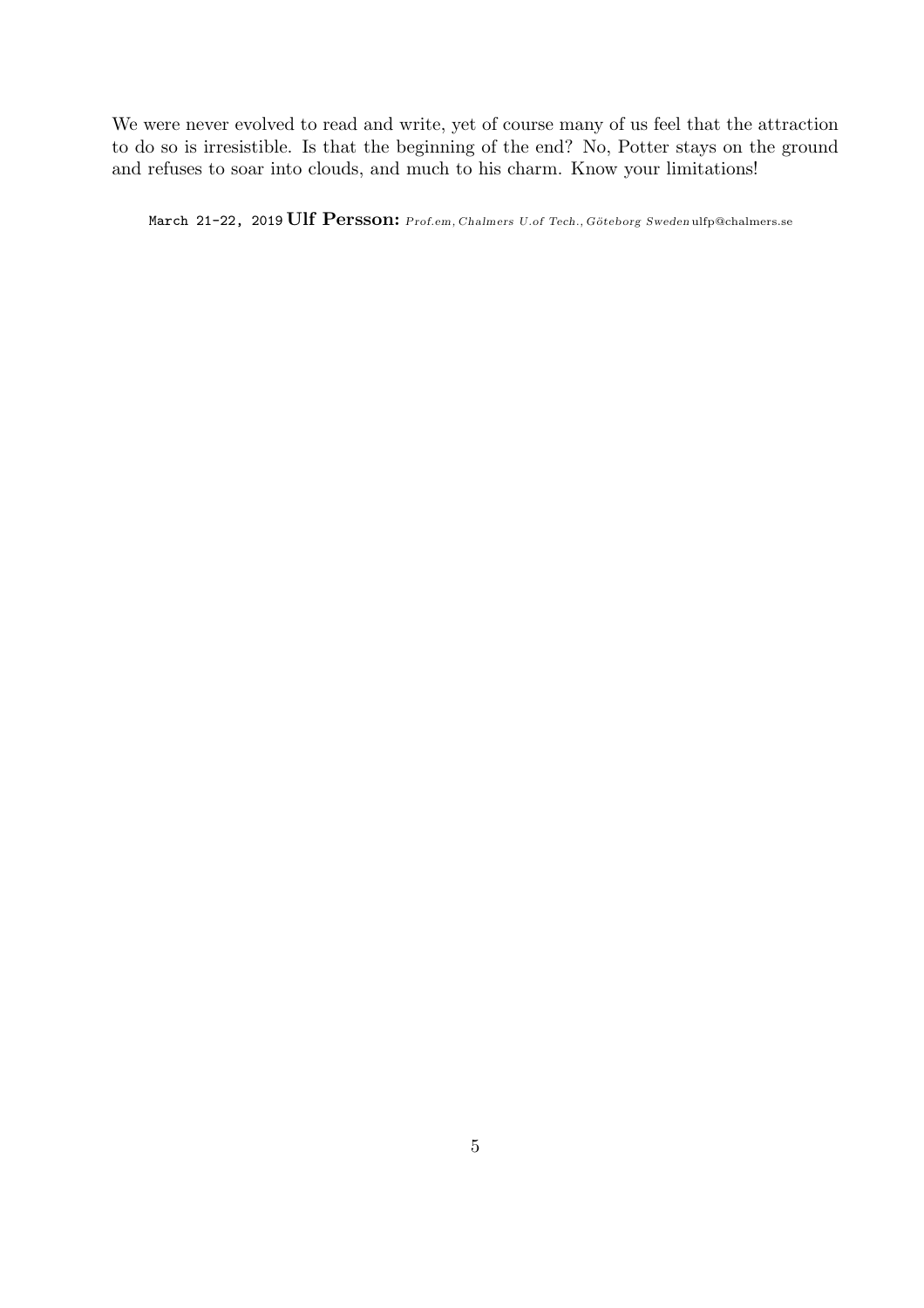We were never evolved to read and write, yet of course many of us feel that the attraction to do so is irresistible. Is that the beginning of the end? No, Potter stays on the ground and refuses to soar into clouds, and much to his charm. Know your limitations!

March 21-22, 2019 **Ulf Persson:** *Prof.em, Chalmers U.of Tech., Göteborg Sweden* ulfp@chalmers.se